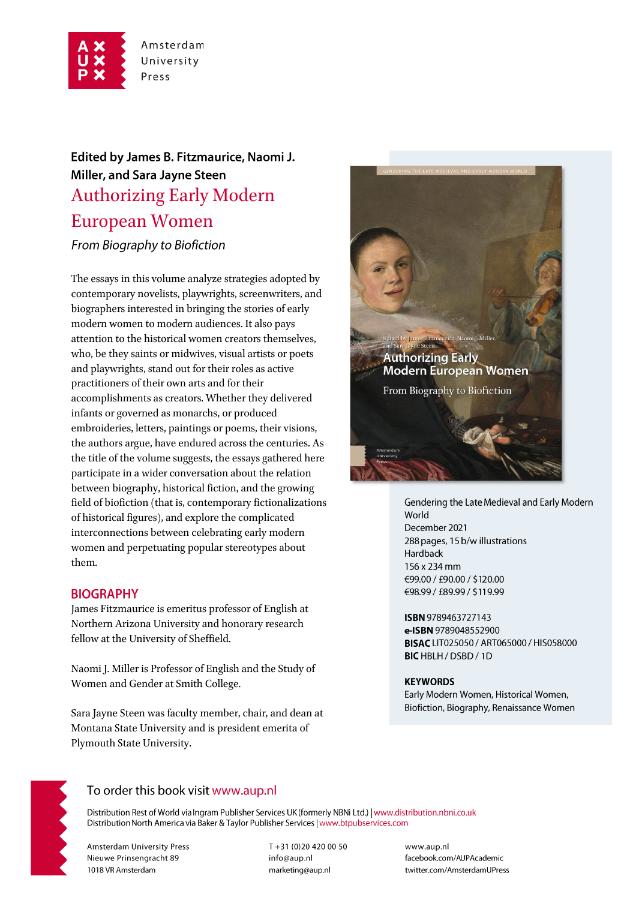Amsterdam University Press

**Edited by James B. Fitzmaurice, Naomi J. Miller, and Sara Jayne Steen**

# Authorizing Early Modern European Women

*From Biography to Biofiction*

The essays in this volume analyze strategies adopted by contemporary novelists, playwrights, screenwriters, and biographers interested in bringing the stories of early modern women to modern audiences. It also pays attention to the historical women creators themselves, who, be they saints or midwives, visual artists or poets and playwrights, stand out for their roles as active practitioners of their own arts and for their accomplishments as creators. Whether they delivered infants or governed as monarchs, or produced embroideries, letters, paintings or poems, their visions, the authors argue, have endured across the centuries. As the title of the volume suggests, the essays gathered here participate in a wider conversation about the relation between biography, historical fiction, and the growing field of biofiction (that is, contemporary fictionalizations of historical figures), and explore the complicated interconnections between celebrating early modern women and perpetuating popular stereotypes about them.

## BIOGRAPHY

James Fitzmaurice is emeritus professor of English at Northern Arizona University and honorary research fellow at the University of Sheffield.

Naomi J. Miller is Professor of English and the Study of Women and Gender at Smith College.

Sara Jayne Steen was faculty member, chair, and dean at Montana State University and is president emerita of Plymouth State University.

Gendering the Late Medieval and Early Modern World
December 2021
288 pages, 15 b/w illustrations
Hardback
156 x 234 mm
€99.00 / £90.00 / $120.00
€98.99 / £89.99 / $119.99

**ISBN** 9789463727143
**e-ISBN** 9789048552900
**BISAC** LIT025050 / ART065000 / HIS058000
**BIC** HBLH / DSBD / 1D

**KEYWORDS**
Early Modern Women, Historical Women, Biofiction, Biography, Renaissance Women

To order this book visit www.aup.nl

Distribution Rest of World via Ingram Publisher Services UK (formerly NBNi Ltd.) | www.distribution.nbni.co.uk
Distribution North America via Baker & Taylor Publisher Services | www.btpubservices.com

Amsterdam University Press
Nieuwe Prinsengracht 89
1018 VR Amsterdam

T +31 (0)20 420 00 50
info@aup.nl
marketing@aup.nl

www.aup.nl
facebook.com/AUPAcademic
twitter.com/AmsterdamUPress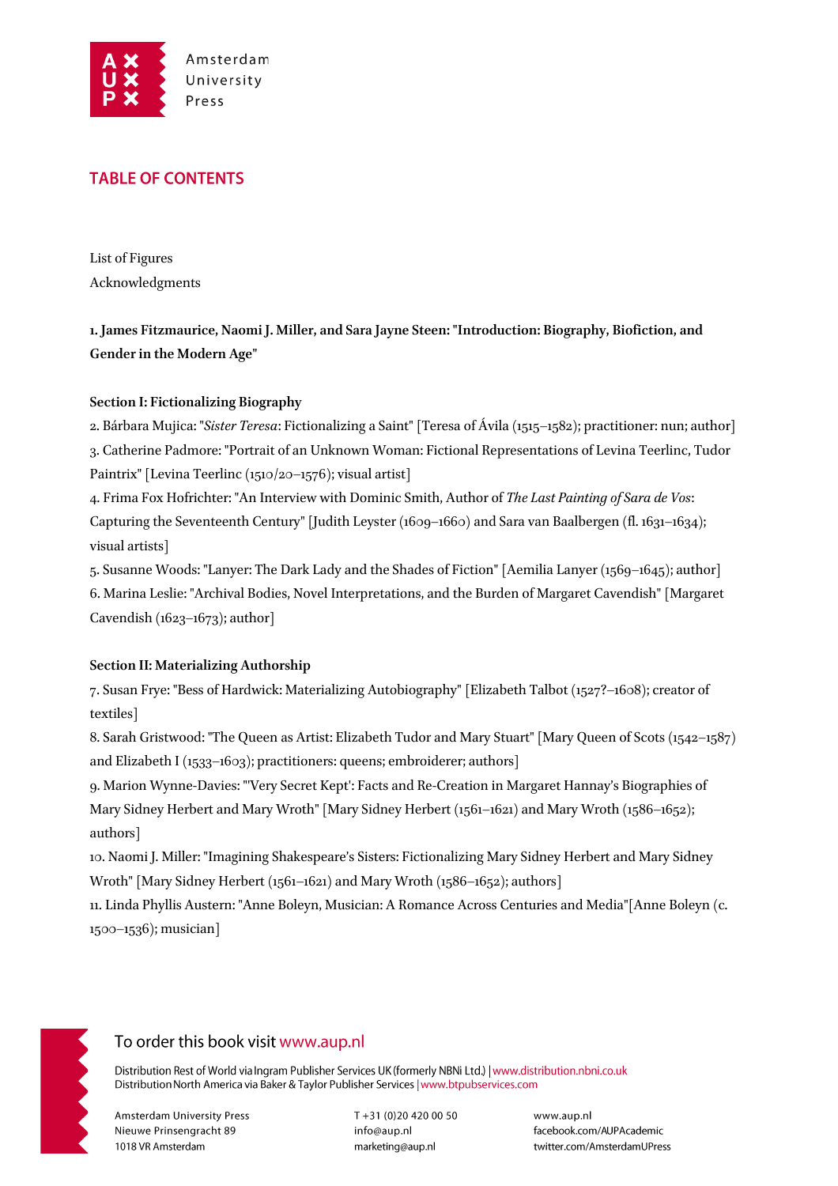## TABLE OF CONTENTS

List of Figures

Acknowledgments

**1. James Fitzmaurice, Naomi J. Miller, and Sara Jayne Steen: "Introduction: Biography, Biofiction, and Gender in the Modern Age"**

**Section I: Fictionalizing Biography**

2. Bárbara Mujica: "*Sister Teresa*: Fictionalizing a Saint" [Teresa of Ávila (1515–1582); practitioner: nun; author]

3. Catherine Padmore: "Portrait of an Unknown Woman: Fictional Representations of Levina Teerlinc, Tudor Paintrix" [Levina Teerlinc (1510/20–1576); visual artist]

4. Frima Fox Hofrichter: "An Interview with Dominic Smith, Author of *The Last Painting of Sara de Vos*: Capturing the Seventeenth Century" [Judith Leyster (1609–1660) and Sara van Baalbergen (fl. 1631–1634); visual artists]

5. Susanne Woods: "Lanyer: The Dark Lady and the Shades of Fiction" [Aemilia Lanyer (1569–1645); author]

6. Marina Leslie: "Archival Bodies, Novel Interpretations, and the Burden of Margaret Cavendish" [Margaret Cavendish (1623–1673); author]

**Section II: Materializing Authorship**

7. Susan Frye: "Bess of Hardwick: Materializing Autobiography" [Elizabeth Talbot (1527?–1608); creator of textiles]

8. Sarah Gristwood: "The Queen as Artist: Elizabeth Tudor and Mary Stuart" [Mary Queen of Scots (1542–1587) and Elizabeth I (1533–1603); practitioners: queens; embroiderer; authors]

9. Marion Wynne-Davies: "'Very Secret Kept': Facts and Re-Creation in Margaret Hannay's Biographies of Mary Sidney Herbert and Mary Wroth" [Mary Sidney Herbert (1561–1621) and Mary Wroth (1586–1652); authors]

10. Naomi J. Miller: "Imagining Shakespeare's Sisters: Fictionalizing Mary Sidney Herbert and Mary Sidney Wroth" [Mary Sidney Herbert (1561–1621) and Mary Wroth (1586–1652); authors]

11. Linda Phyllis Austern: "Anne Boleyn, Musician: A Romance Across Centuries and Media"[Anne Boleyn (c. 1500–1536); musician]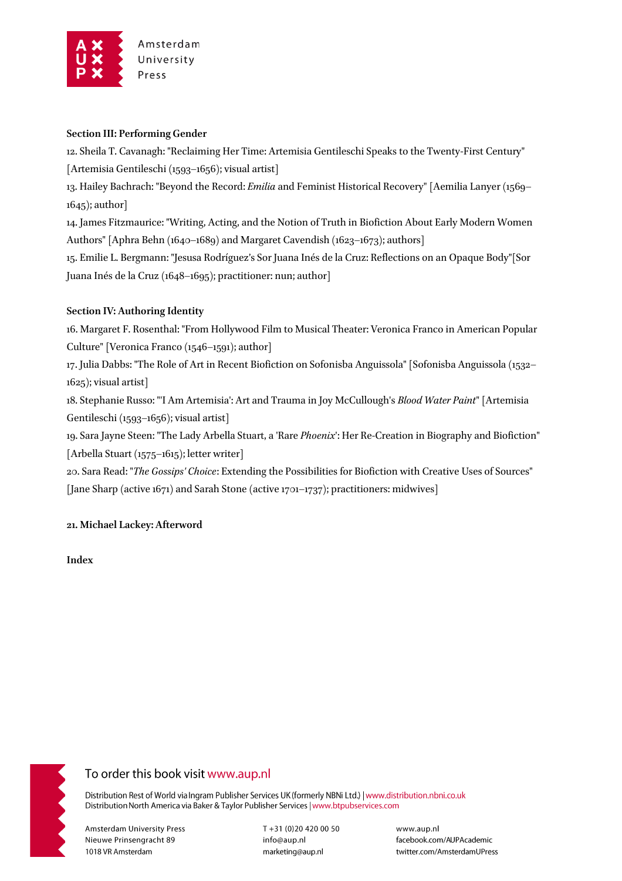**Section III: Performing Gender**

12. Sheila T. Cavanagh: "Reclaiming Her Time: Artemisia Gentileschi Speaks to the Twenty-First Century" [Artemisia Gentileschi (1593–1656); visual artist]

13. Hailey Bachrach: "Beyond the Record: *Emilia* and Feminist Historical Recovery" [Aemilia Lanyer (1569–1645); author]

14. James Fitzmaurice: "Writing, Acting, and the Notion of Truth in Biofiction About Early Modern Women Authors" [Aphra Behn (1640–1689) and Margaret Cavendish (1623–1673); authors]

15. Emilie L. Bergmann: "Jesusa Rodríguez's Sor Juana Inés de la Cruz: Reflections on an Opaque Body"[Sor Juana Inés de la Cruz (1648–1695); practitioner: nun; author]

**Section IV: Authoring Identity**

16. Margaret F. Rosenthal: "From Hollywood Film to Musical Theater: Veronica Franco in American Popular Culture" [Veronica Franco (1546–1591); author]

17. Julia Dabbs: "The Role of Art in Recent Biofiction on Sofonisba Anguissola" [Sofonisba Anguissola (1532–1625); visual artist]

18. Stephanie Russo: "'I Am Artemisia': Art and Trauma in Joy McCullough's *Blood Water Paint*" [Artemisia Gentileschi (1593–1656); visual artist]

19. Sara Jayne Steen: "The Lady Arbella Stuart, a 'Rare *Phoenix*': Her Re-Creation in Biography and Biofiction" [Arbella Stuart (1575–1615); letter writer]

20. Sara Read: "*The Gossips' Choice*: Extending the Possibilities for Biofiction with Creative Uses of Sources" [Jane Sharp (active 1671) and Sarah Stone (active 1701–1737); practitioners: midwives]

**21. Michael Lackey: Afterword**

**Index**

To order this book visit www.aup.nl

Distribution Rest of World via Ingram Publisher Services UK (formerly NBNi Ltd.) | www.distribution.nbni.co.uk
Distribution North America via Baker & Taylor Publisher Services | www.btpubservices.com

Amsterdam University Press
Nieuwe Prinsengracht 89
1018 VR Amsterdam

T +31 (0)20 420 00 50
info@aup.nl
marketing@aup.nl

www.aup.nl
facebook.com/AUPAcademic
twitter.com/AmsterdamUPress